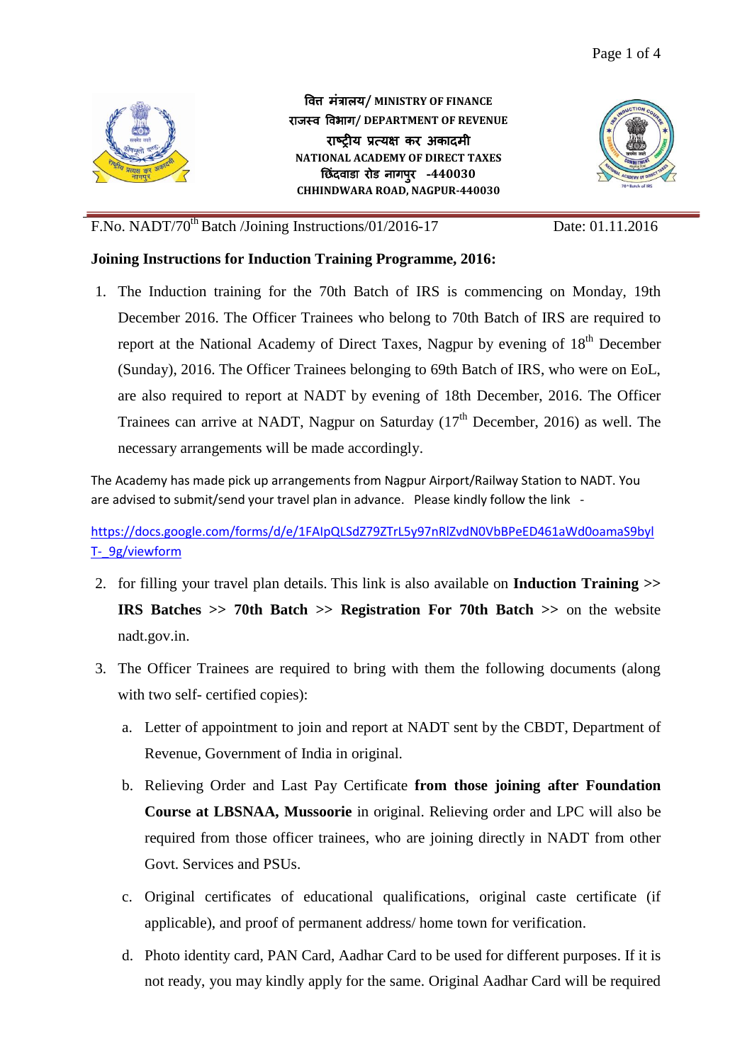वित्त मंत्रालय/ MINISTRY OF FINANCE
राजस्व विभाग/ DEPARTMENT OF REVENUE
राष्ट्रीय प्रत्यक्ष कर अकादमी
NATIONAL ACADEMY OF DIRECT TAXES
छिंदवाडा रोड नागपुर -440030
CHHINDWARA ROAD, NAGPUR-440030

F.No. NADT/70th Batch /Joining Instructions/01/2016-17 Date: 01.11.2016

**Joining Instructions for Induction Training Programme, 2016:**

1. The Induction training for the 70th Batch of IRS is commencing on Monday, 19th December 2016. The Officer Trainees who belong to 70th Batch of IRS are required to report at the National Academy of Direct Taxes, Nagpur by evening of 18th December (Sunday), 2016. The Officer Trainees belonging to 69th Batch of IRS, who were on EoL, are also required to report at NADT by evening of 18th December, 2016. The Officer Trainees can arrive at NADT, Nagpur on Saturday (17th December, 2016) as well. The necessary arrangements will be made accordingly.

The Academy has made pick up arrangements from Nagpur Airport/Railway Station to NADT. You are advised to submit/send your travel plan in advance. Please kindly follow the link -

https://docs.google.com/forms/d/e/1FAIpQLSdZ79ZTrL5y97nRlZvdN0VbBPeED461aWd0oamaS9bylT-_9g/viewform

2. for filling your travel plan details. This link is also available on **Induction Training >> IRS Batches >> 70th Batch >> Registration For 70th Batch >>** on the website nadt.gov.in.

3. The Officer Trainees are required to bring with them the following documents (along with two self- certified copies):

   a. Letter of appointment to join and report at NADT sent by the CBDT, Department of Revenue, Government of India in original.

   b. Relieving Order and Last Pay Certificate **from those joining after Foundation Course at LBSNAA, Mussoorie** in original. Relieving order and LPC will also be required from those officer trainees, who are joining directly in NADT from other Govt. Services and PSUs.

   c. Original certificates of educational qualifications, original caste certificate (if applicable), and proof of permanent address/ home town for verification.

   d. Photo identity card, PAN Card, Aadhar Card to be used for different purposes. If it is not ready, you may kindly apply for the same. Original Aadhar Card will be required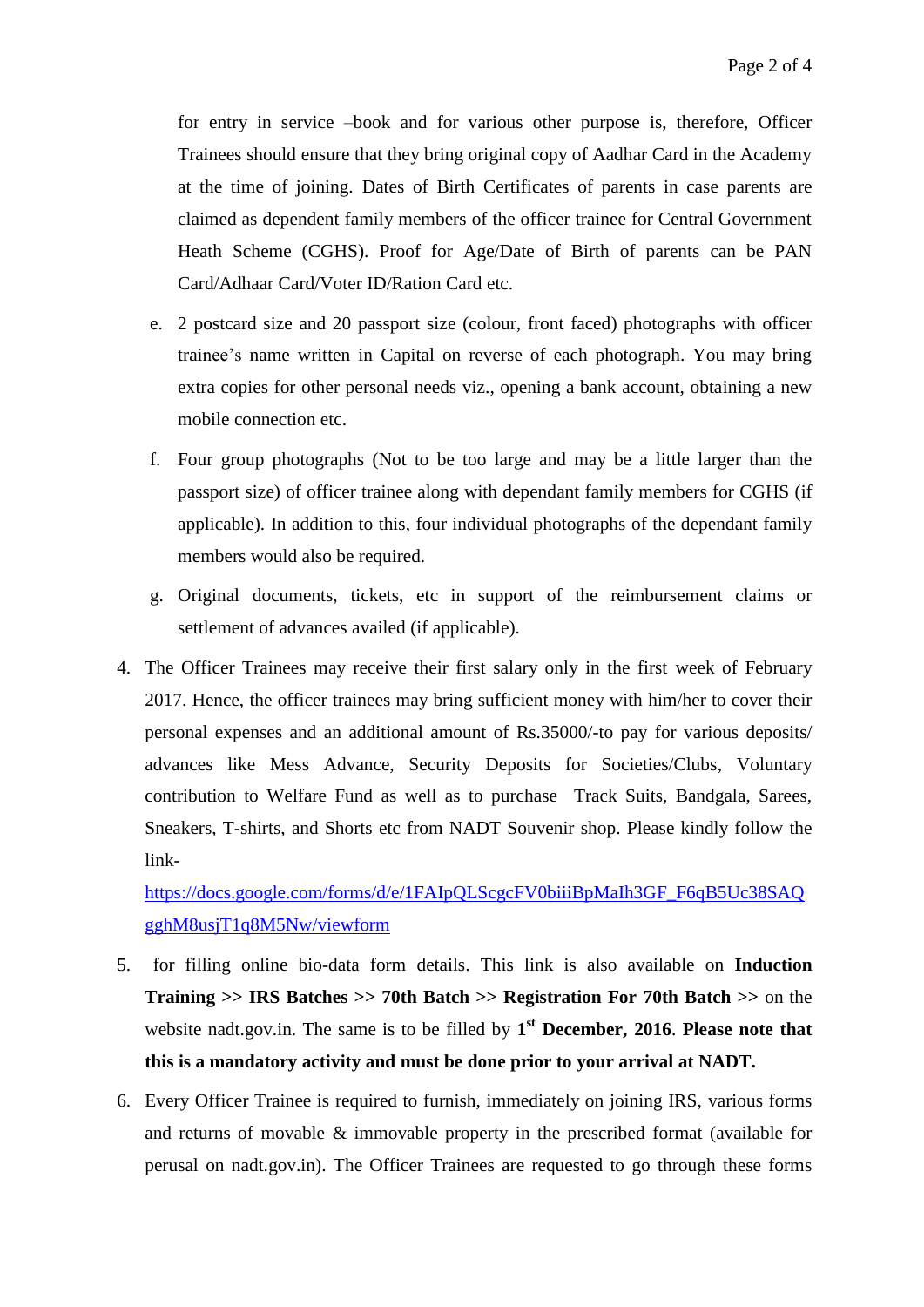for entry in service –book and for various other purpose is, therefore, Officer Trainees should ensure that they bring original copy of Aadhar Card in the Academy at the time of joining. Dates of Birth Certificates of parents in case parents are claimed as dependent family members of the officer trainee for Central Government Heath Scheme (CGHS). Proof for Age/Date of Birth of parents can be PAN Card/Adhaar Card/Voter ID/Ration Card etc.

e. 2 postcard size and 20 passport size (colour, front faced) photographs with officer trainee's name written in Capital on reverse of each photograph. You may bring extra copies for other personal needs viz., opening a bank account, obtaining a new mobile connection etc.

f. Four group photographs (Not to be too large and may be a little larger than the passport size) of officer trainee along with dependant family members for CGHS (if applicable). In addition to this, four individual photographs of the dependant family members would also be required.

g. Original documents, tickets, etc in support of the reimbursement claims or settlement of advances availed (if applicable).

4. The Officer Trainees may receive their first salary only in the first week of February 2017. Hence, the officer trainees may bring sufficient money with him/her to cover their personal expenses and an additional amount of Rs.35000/-to pay for various deposits/ advances like Mess Advance, Security Deposits for Societies/Clubs, Voluntary contribution to Welfare Fund as well as to purchase Track Suits, Bandgala, Sarees, Sneakers, T-shirts, and Shorts etc from NADT Souvenir shop. Please kindly follow the link- [https://docs.google.com/forms/d/e/1FAIpQLScgcFV0biiiBpMaIh3GF_F6qB5Uc38SAQgghM8usjT1q8M5Nw/viewform](https://docs.google.com/forms/d/e/1FAIpQLScgcFV0biiiBpMaIh3GF_F6qB5Uc38SAQgghM8usjT1q8M5Nw/viewform)

5. for filling online bio-data form details. This link is also available on **Induction Training >> IRS Batches >> 70th Batch >> Registration For 70th Batch >>** on the website nadt.gov.in. The same is to be filled by **1st December, 2016**. **Please note that this is a mandatory activity and must be done prior to your arrival at NADT.**

6. Every Officer Trainee is required to furnish, immediately on joining IRS, various forms and returns of movable & immovable property in the prescribed format (available for perusal on nadt.gov.in). The Officer Trainees are requested to go through these forms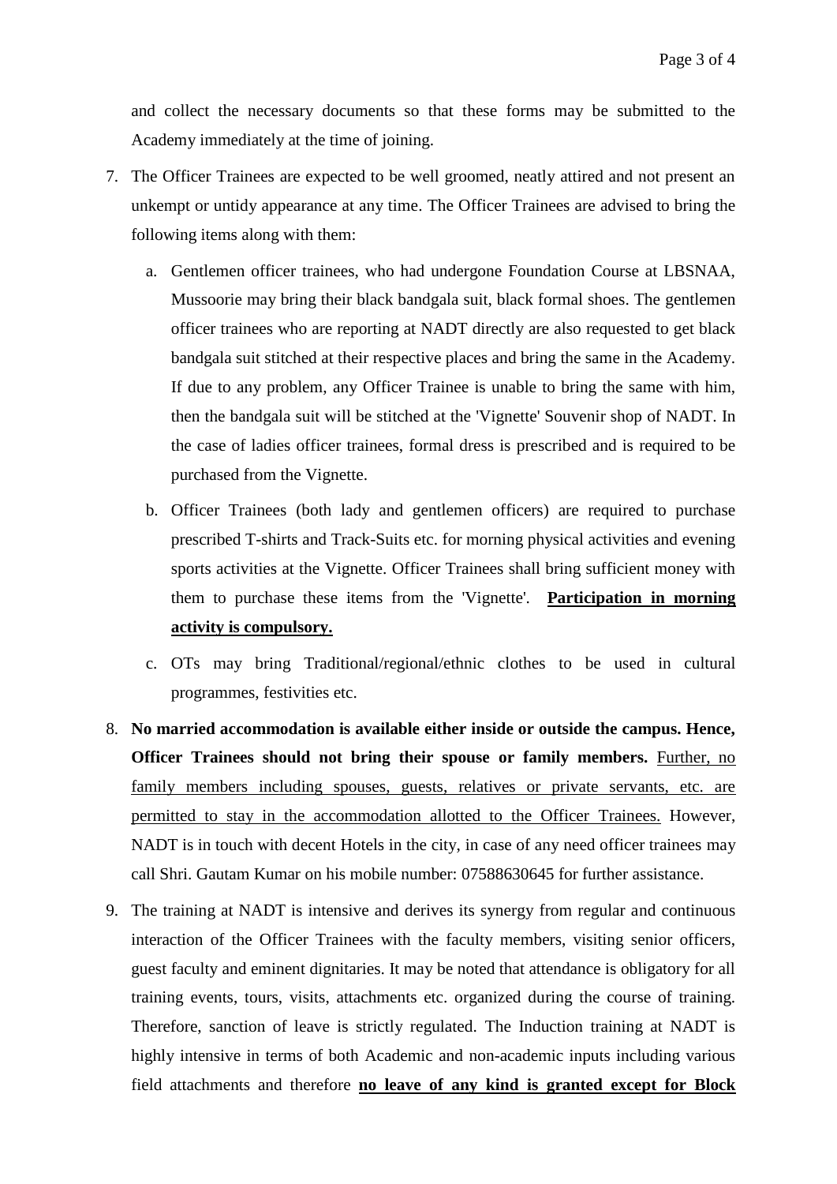and collect the necessary documents so that these forms may be submitted to the Academy immediately at the time of joining.

7. The Officer Trainees are expected to be well groomed, neatly attired and not present an unkempt or untidy appearance at any time. The Officer Trainees are advised to bring the following items along with them:

   a. Gentlemen officer trainees, who had undergone Foundation Course at LBSNAA, Mussoorie may bring their black bandgala suit, black formal shoes. The gentlemen officer trainees who are reporting at NADT directly are also requested to get black bandgala suit stitched at their respective places and bring the same in the Academy. If due to any problem, any Officer Trainee is unable to bring the same with him, then the bandgala suit will be stitched at the 'Vignette' Souvenir shop of NADT. In the case of ladies officer trainees, formal dress is prescribed and is required to be purchased from the Vignette.

   b. Officer Trainees (both lady and gentlemen officers) are required to purchase prescribed T-shirts and Track-Suits etc. for morning physical activities and evening sports activities at the Vignette. Officer Trainees shall bring sufficient money with them to purchase these items from the 'Vignette'. <u>**Participation in morning activity is compulsory.**</u>

   c. OTs may bring Traditional/regional/ethnic clothes to be used in cultural programmes, festivities etc.

8. **No married accommodation is available either inside or outside the campus. Hence, Officer Trainees should not bring their spouse or family members.** <u>Further, no family members including spouses, guests, relatives or private servants, etc. are permitted to stay in the accommodation allotted to the Officer Trainees.</u> However, NADT is in touch with decent Hotels in the city, in case of any need officer trainees may call Shri. Gautam Kumar on his mobile number: 07588630645 for further assistance.

9. The training at NADT is intensive and derives its synergy from regular and continuous interaction of the Officer Trainees with the faculty members, visiting senior officers, guest faculty and eminent dignitaries. It may be noted that attendance is obligatory for all training events, tours, visits, attachments etc. organized during the course of training. Therefore, sanction of leave is strictly regulated. The Induction training at NADT is highly intensive in terms of both Academic and non-academic inputs including various field attachments and therefore <u>**no leave of any kind is granted except for Block**</u>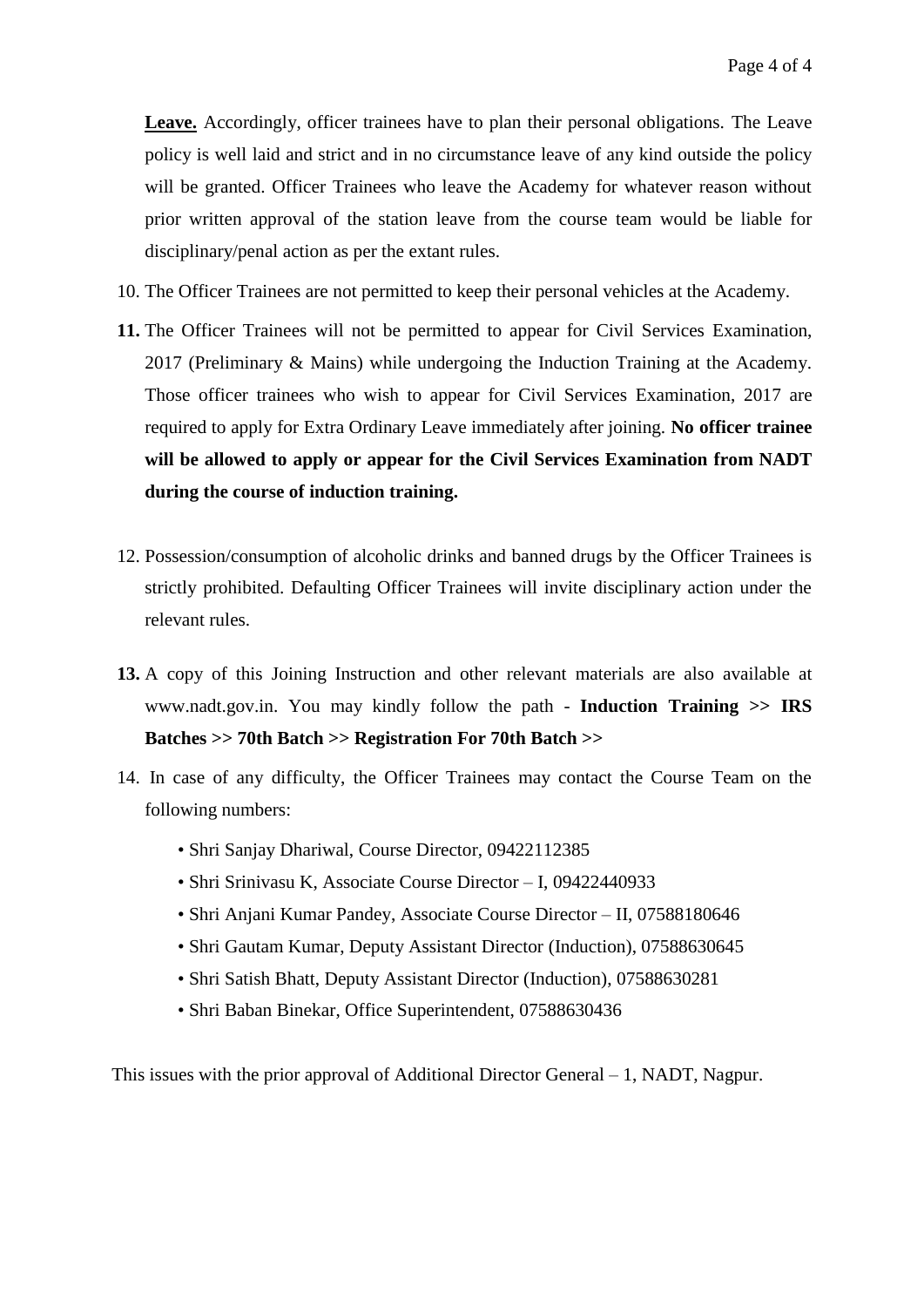**Leave.** Accordingly, officer trainees have to plan their personal obligations. The Leave policy is well laid and strict and in no circumstance leave of any kind outside the policy will be granted. Officer Trainees who leave the Academy for whatever reason without prior written approval of the station leave from the course team would be liable for disciplinary/penal action as per the extant rules.

10. The Officer Trainees are not permitted to keep their personal vehicles at the Academy.

**11.** The Officer Trainees will not be permitted to appear for Civil Services Examination, 2017 (Preliminary & Mains) while undergoing the Induction Training at the Academy. Those officer trainees who wish to appear for Civil Services Examination, 2017 are required to apply for Extra Ordinary Leave immediately after joining. **No officer trainee will be allowed to apply or appear for the Civil Services Examination from NADT during the course of induction training.**

12. Possession/consumption of alcoholic drinks and banned drugs by the Officer Trainees is strictly prohibited. Defaulting Officer Trainees will invite disciplinary action under the relevant rules.

**13.** A copy of this Joining Instruction and other relevant materials are also available at www.nadt.gov.in. You may kindly follow the path - **Induction Training >> IRS Batches >> 70th Batch >> Registration For 70th Batch >>**

14. In case of any difficulty, the Officer Trainees may contact the Course Team on the following numbers:

   - Shri Sanjay Dhariwal, Course Director, 09422112385
   - Shri Srinivasu K, Associate Course Director – I, 09422440933
   - Shri Anjani Kumar Pandey, Associate Course Director – II, 07588180646
   - Shri Gautam Kumar, Deputy Assistant Director (Induction), 07588630645
   - Shri Satish Bhatt, Deputy Assistant Director (Induction), 07588630281
   - Shri Baban Binekar, Office Superintendent, 07588630436

This issues with the prior approval of Additional Director General – 1, NADT, Nagpur.